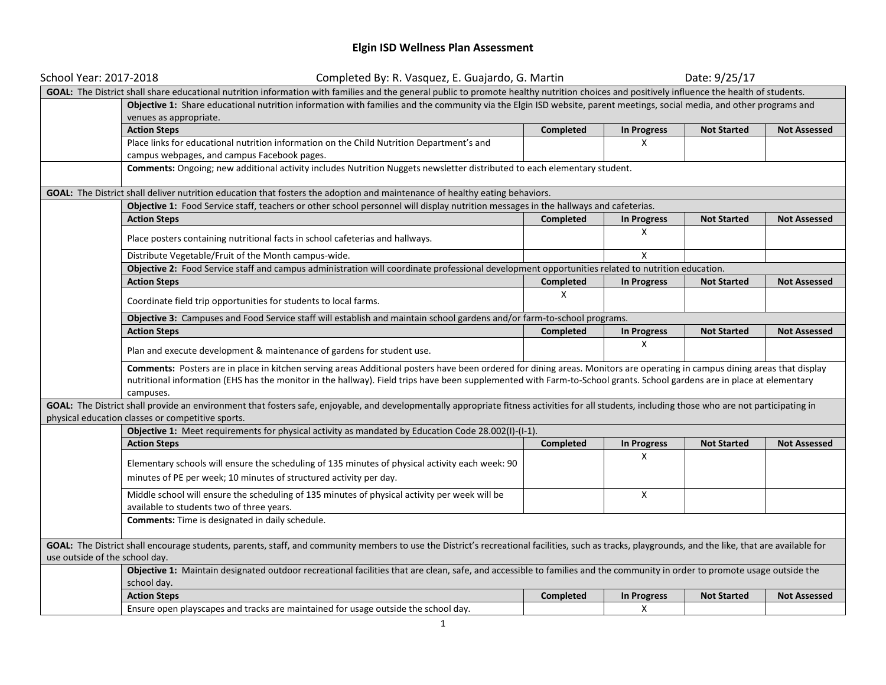# Elgin ISD Wellness Plan Assessment

School Year: 2017-2018 | Completed By: R. Vasquez, E. Guajardo, G. Martin | Date: 9/25/17

**GOAL:** The District shall share educational nutrition information with families and the general public to promote healthy nutrition choices and positively influence the health of students.

**Objective 1:** Share educational nutrition information with families and the community via the Elgin ISD website, parent meetings, social media, and other programs and venues as appropriate.

| Action Steps | Completed | In Progress | Not Started | Not Assessed |
|---|---|---|---|---|
| Place links for educational nutrition information on the Child Nutrition Department's and campus webpages, and campus Facebook pages. | | X | | |

**Comments:** Ongoing; new additional activity includes Nutrition Nuggets newsletter distributed to each elementary student.

**GOAL:** The District shall deliver nutrition education that fosters the adoption and maintenance of healthy eating behaviors.

**Objective 1:** Food Service staff, teachers or other school personnel will display nutrition messages in the hallways and cafeterias.

| Action Steps | Completed | In Progress | Not Started | Not Assessed |
|---|---|---|---|---|
| Place posters containing nutritional facts in school cafeterias and hallways. | | X | | |
| Distribute Vegetable/Fruit of the Month campus-wide. | | X | | |

**Objective 2:** Food Service staff and campus administration will coordinate professional development opportunities related to nutrition education.

| Action Steps | Completed | In Progress | Not Started | Not Assessed |
|---|---|---|---|---|
| Coordinate field trip opportunities for students to local farms. | X | | | |

**Objective 3:** Campuses and Food Service staff will establish and maintain school gardens and/or farm-to-school programs.

| Action Steps | Completed | In Progress | Not Started | Not Assessed |
|---|---|---|---|---|
| Plan and execute development & maintenance of gardens for student use. | | X | | |

**Comments:** Posters are in place in kitchen serving areas Additional posters have been ordered for dining areas. Monitors are operating in campus dining areas that display nutritional information (EHS has the monitor in the hallway). Field trips have been supplemented with Farm-to-School grants. School gardens are in place at elementary campuses.

**GOAL:** The District shall provide an environment that fosters safe, enjoyable, and developmentally appropriate fitness activities for all students, including those who are not participating in physical education classes or competitive sports.

**Objective 1:** Meet requirements for physical activity as mandated by Education Code 28.002(I)-(I-1).

| Action Steps | Completed | In Progress | Not Started | Not Assessed |
|---|---|---|---|---|
| Elementary schools will ensure the scheduling of 135 minutes of physical activity each week: 90 minutes of PE per week; 10 minutes of structured activity per day. | | X | | |
| Middle school will ensure the scheduling of 135 minutes of physical activity per week will be available to students two of three years. | | X | | |

**Comments:** Time is designated in daily schedule.

**GOAL:** The District shall encourage students, parents, staff, and community members to use the District's recreational facilities, such as tracks, playgrounds, and the like, that are available for use outside of the school day.

**Objective 1:** Maintain designated outdoor recreational facilities that are clean, safe, and accessible to families and the community in order to promote usage outside the school day.

| Action Steps | Completed | In Progress | Not Started | Not Assessed |
|---|---|---|---|---|
| Ensure open playscapes and tracks are maintained for usage outside the school day. | | X | | |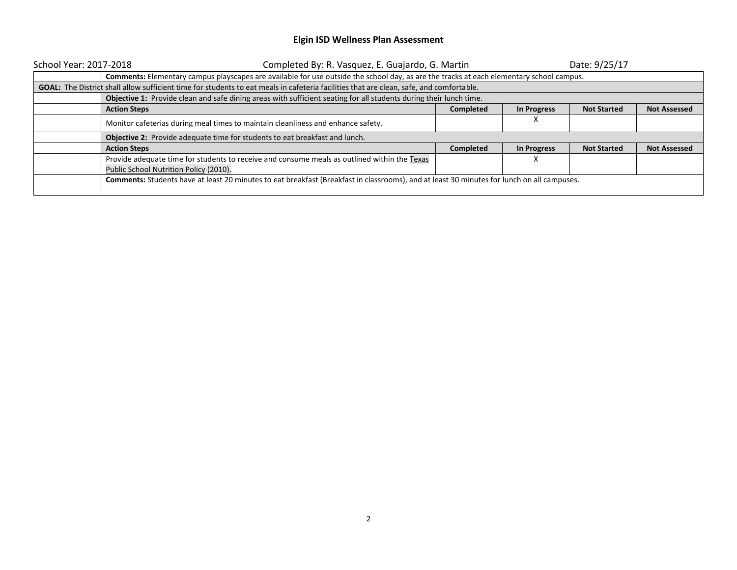**Elgin ISD Wellness Plan Assessment**

School Year: 2017-2018 Completed By: R. Vasquez, E. Guajardo, G. Martin Date: 9/25/17

| | | | | | |
|---|---|---|---|---|---|
| | **Comments:** Elementary campus playscapes are available for use outside the school day, as are the tracks at each elementary school campus. | | | | |
| **GOAL:** The District shall allow sufficient time for students to eat meals in cafeteria facilities that are clean, safe, and comfortable. | | | | | |
| | **Objective 1:** Provide clean and safe dining areas with sufficient seating for all students during their lunch time. | | | | |
| | **Action Steps** | **Completed** | **In Progress** | **Not Started** | **Not Assessed** |
| | Monitor cafeterias during meal times to maintain cleanliness and enhance safety. | | X | | |
| | **Objective 2:** Provide adequate time for students to eat breakfast and lunch. | | | | |
| | **Action Steps** | **Completed** | **In Progress** | **Not Started** | **Not Assessed** |
| | Provide adequate time for students to receive and consume meals as outlined within the Texas Public School Nutrition Policy (2010). | | X | | |
| | **Comments:** Students have at least 20 minutes to eat breakfast (Breakfast in classrooms), and at least 30 minutes for lunch on all campuses. | | | | |